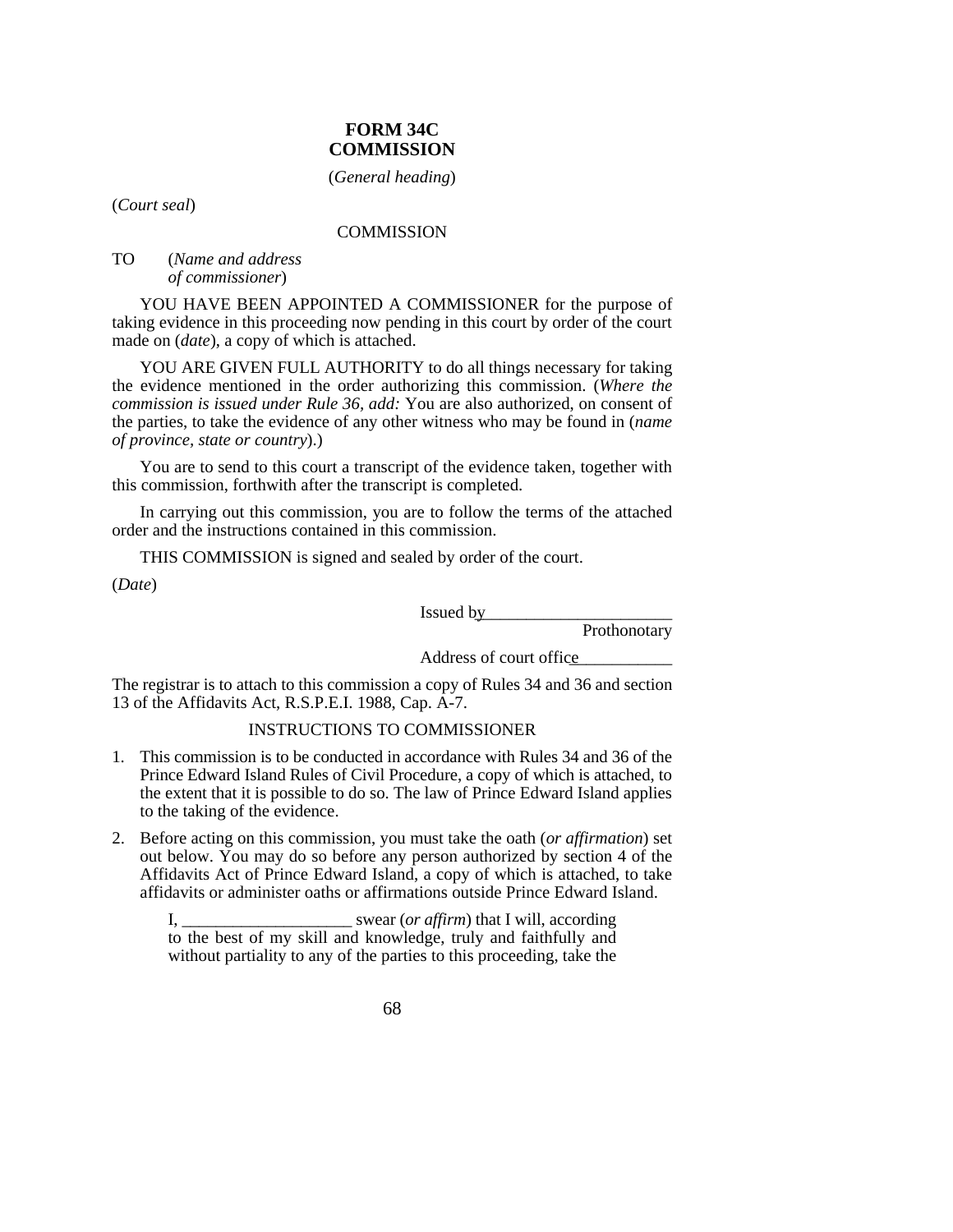# FORM 34C
# COMMISSION

(*General heading*)

(*Court seal*)

COMMISSION

TO (*Name and address of commissioner*)

YOU HAVE BEEN APPOINTED A COMMISSIONER for the purpose of taking evidence in this proceeding now pending in this court by order of the court made on (*date*), a copy of which is attached.

YOU ARE GIVEN FULL AUTHORITY to do all things necessary for taking the evidence mentioned in the order authorizing this commission. (*Where the commission is issued under Rule 36, add:* You are also authorized, on consent of the parties, to take the evidence of any other witness who may be found in (*name of province, state or country*).)

You are to send to this court a transcript of the evidence taken, together with this commission, forthwith after the transcript is completed.

In carrying out this commission, you are to follow the terms of the attached order and the instructions contained in this commission.

THIS COMMISSION is signed and sealed by order of the court.

(*Date*)

Issued by______________________
Prothonotary

Address of court office___________

The registrar is to attach to this commission a copy of Rules 34 and 36 and section 13 of the Affidavits Act, R.S.P.E.I. 1988, Cap. A-7.

INSTRUCTIONS TO COMMISSIONER

1. This commission is to be conducted in accordance with Rules 34 and 36 of the Prince Edward Island Rules of Civil Procedure, a copy of which is attached, to the extent that it is possible to do so. The law of Prince Edward Island applies to the taking of the evidence.

2. Before acting on this commission, you must take the oath (*or affirmation*) set out below. You may do so before any person authorized by section 4 of the Affidavits Act of Prince Edward Island, a copy of which is attached, to take affidavits or administer oaths or affirmations outside Prince Edward Island.

   I, ____________________ swear (*or affirm*) that I will, according to the best of my skill and knowledge, truly and faithfully and without partiality to any of the parties to this proceeding, take the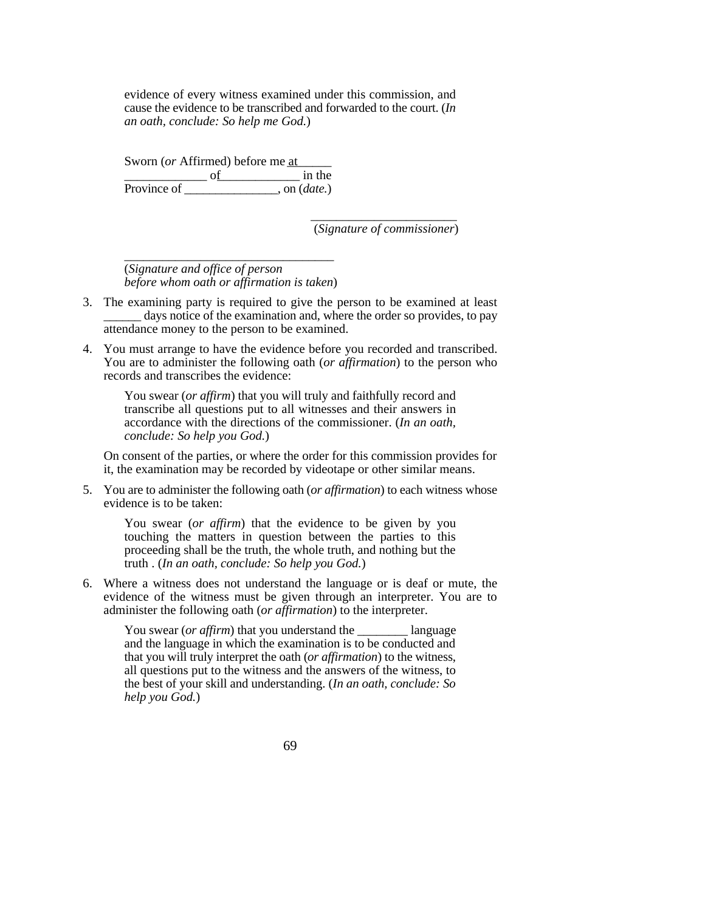evidence of every witness examined under this commission, and cause the evidence to be transcribed and forwarded to the court. (*In an oath, conclude: So help me God.*)

Sworn (*or* Affirmed) before me at______ _____________ of_____________ in the Province of _______________, on (*date.*)

_______________________
(*Signature of commissioner*)

__________________________________
(*Signature and office of person before whom oath or affirmation is taken*)

3. The examining party is required to give the person to be examined at least ______ days notice of the examination and, where the order so provides, to pay attendance money to the person to be examined.

4. You must arrange to have the evidence before you recorded and transcribed. You are to administer the following oath (*or affirmation*) to the person who records and transcribes the evidence:

   You swear (*or affirm*) that you will truly and faithfully record and transcribe all questions put to all witnesses and their answers in accordance with the directions of the commissioner. (*In an oath, conclude: So help you God.*)

   On consent of the parties, or where the order for this commission provides for it, the examination may be recorded by videotape or other similar means.

5. You are to administer the following oath (*or affirmation*) to each witness whose evidence is to be taken:

   You swear (*or affirm*) that the evidence to be given by you touching the matters in question between the parties to this proceeding shall be the truth, the whole truth, and nothing but the truth . (*In an oath, conclude: So help you God.*)

6. Where a witness does not understand the language or is deaf or mute, the evidence of the witness must be given through an interpreter. You are to administer the following oath (*or affirmation*) to the interpreter.

   You swear (*or affirm*) that you understand the ________ language and the language in which the examination is to be conducted and that you will truly interpret the oath (*or affirmation*) to the witness, all questions put to the witness and the answers of the witness, to the best of your skill and understanding. (*In an oath, conclude: So help you God.*)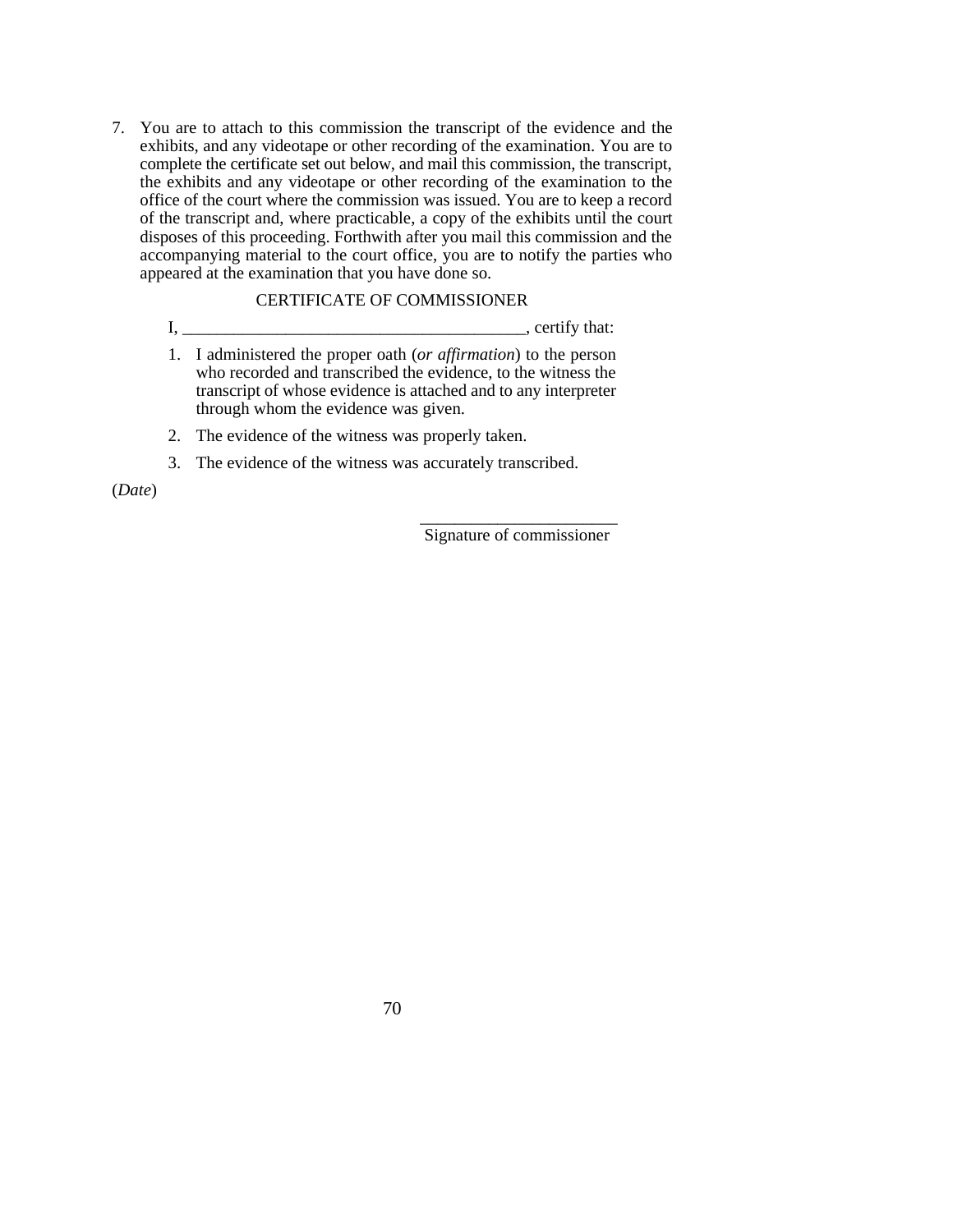7. You are to attach to this commission the transcript of the evidence and the exhibits, and any videotape or other recording of the examination. You are to complete the certificate set out below, and mail this commission, the transcript, the exhibits and any videotape or other recording of the examination to the office of the court where the commission was issued. You are to keep a record of the transcript and, where practicable, a copy of the exhibits until the court disposes of this proceeding. Forthwith after you mail this commission and the accompanying material to the court office, you are to notify the parties who appeared at the examination that you have done so.

CERTIFICATE OF COMMISSIONER

I, ________________________________________, certify that:

1. I administered the proper oath (*or affirmation*) to the person who recorded and transcribed the evidence, to the witness the transcript of whose evidence is attached and to any interpreter through whom the evidence was given.
2. The evidence of the witness was properly taken.
3. The evidence of the witness was accurately transcribed.

(*Date*)

_______________________
Signature of commissioner